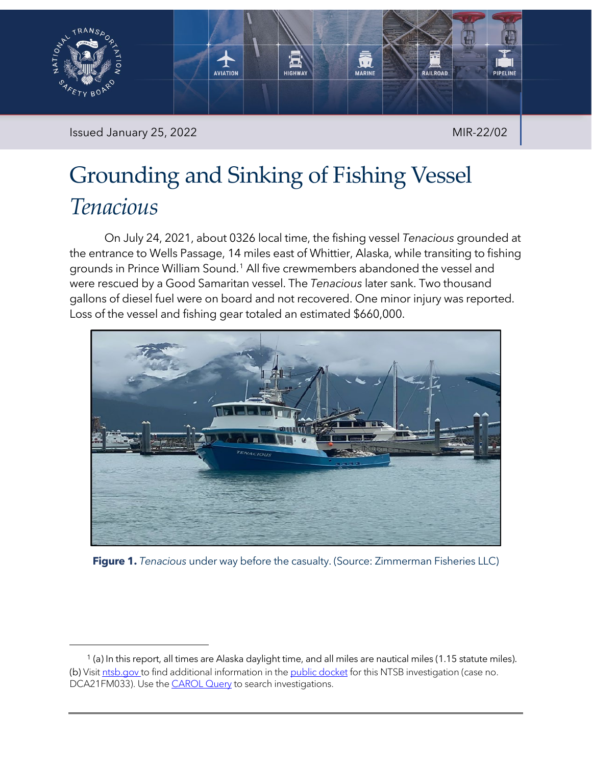Issued January 25, 2022

MIR-22/02

# Grounding and Sinking of Fishing Vessel *Tenacious*

On July 24, 2021, about 0326 local time, the fishing vessel *Tenacious* grounded at the entrance to Wells Passage, 14 miles east of Whittier, Alaska, while transiting to fishing grounds in Prince William Sound.[1] All five crewmembers abandoned the vessel and were rescued by a Good Samaritan vessel. The *Tenacious* later sank. Two thousand gallons of diesel fuel were on board and not recovered. One minor injury was reported. Loss of the vessel and fishing gear totaled an estimated $660,000.

**Figure 1.** *Tenacious* under way before the casualty. (Source: Zimmerman Fisheries LLC)

[1] (a) In this report, all times are Alaska daylight time, and all miles are nautical miles (1.15 statute miles). (b) Visit ntsb.gov to find additional information in the public docket for this NTSB investigation (case no. DCA21FM033). Use the CAROL Query to search investigations.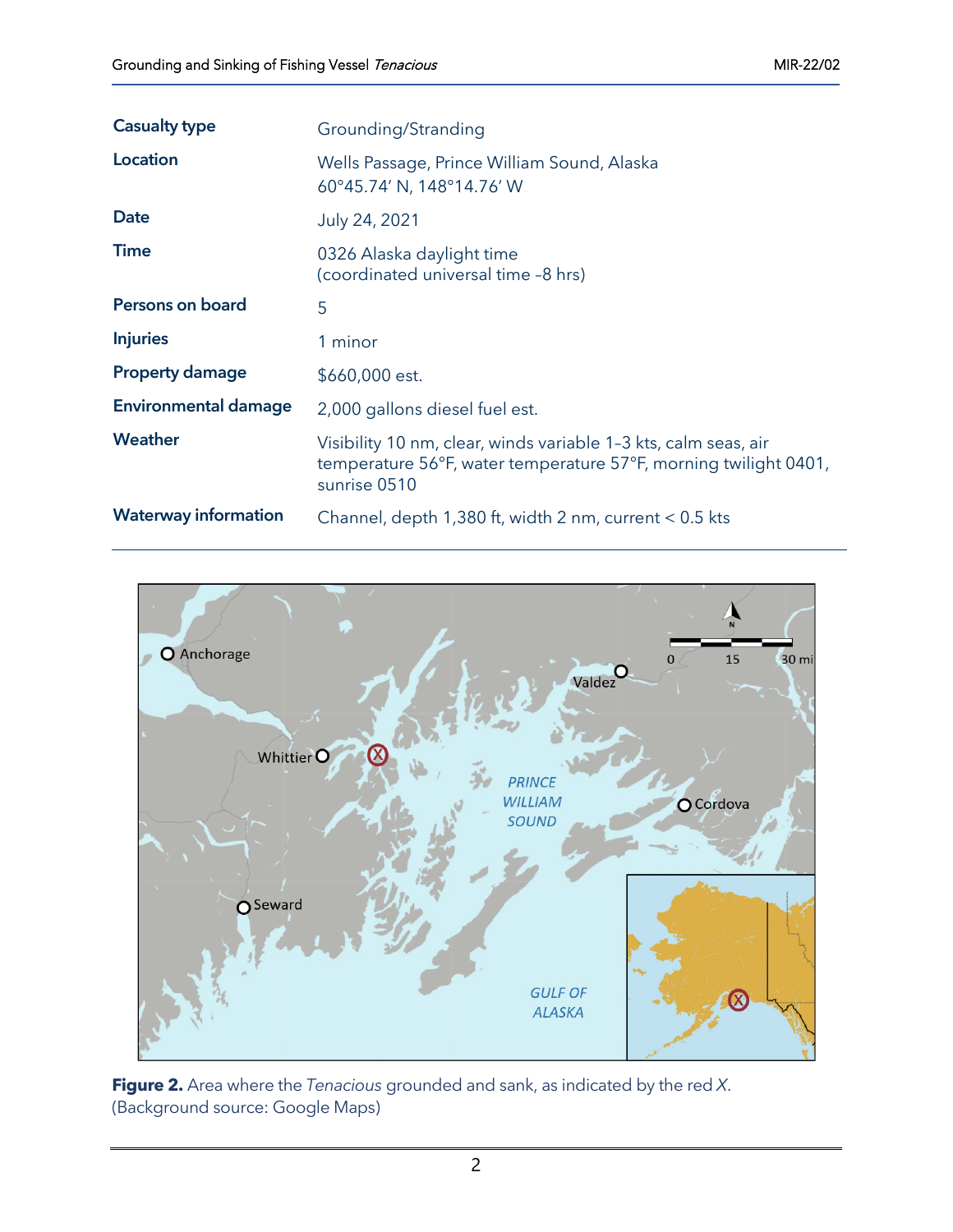| | |
|---|---|
| **Casualty type** | Grounding/Stranding |
| **Location** | Wells Passage, Prince William Sound, Alaska<br>60°45.74′ N, 148°14.76′ W |
| **Date** | July 24, 2021 |
| **Time** | 0326 Alaska daylight time<br>(coordinated universal time –8 hrs) |
| **Persons on board** | 5 |
| **Injuries** | 1 minor |
| **Property damage** | $660,000 est. |
| **Environmental damage** | 2,000 gallons diesel fuel est. |
| **Weather** | Visibility 10 nm, clear, winds variable 1–3 kts, calm seas, air temperature 56°F, water temperature 57°F, morning twilight 0401, sunrise 0510 |
| **Waterway information** | Channel, depth 1,380 ft, width 2 nm, current < 0.5 kts |

**Figure 2.** Area where the *Tenacious* grounded and sank, as indicated by the red *X*. (Background source: Google Maps)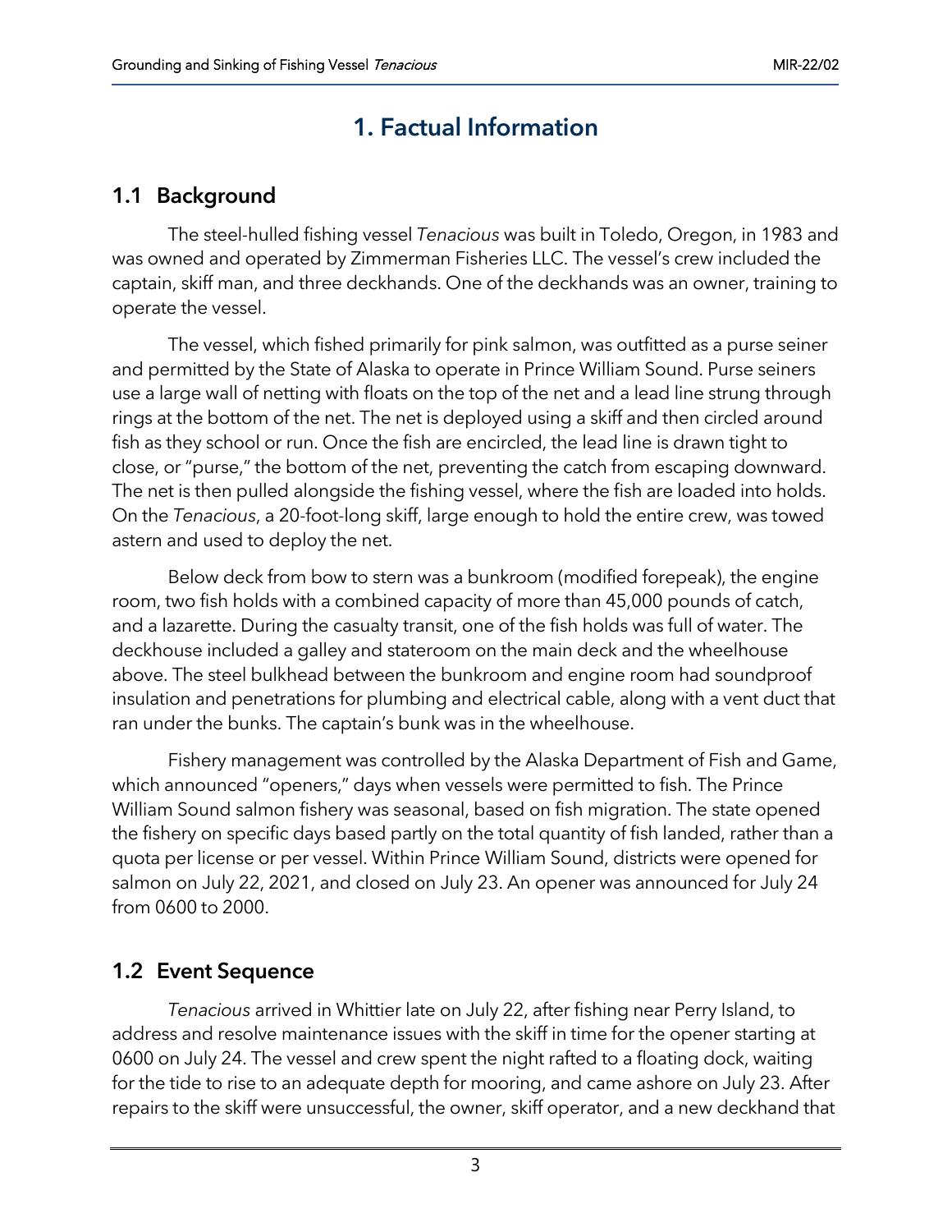# 1. Factual Information

## 1.1 Background

The steel-hulled fishing vessel *Tenacious* was built in Toledo, Oregon, in 1983 and was owned and operated by Zimmerman Fisheries LLC. The vessel's crew included the captain, skiff man, and three deckhands. One of the deckhands was an owner, training to operate the vessel.

The vessel, which fished primarily for pink salmon, was outfitted as a purse seiner and permitted by the State of Alaska to operate in Prince William Sound. Purse seiners use a large wall of netting with floats on the top of the net and a lead line strung through rings at the bottom of the net. The net is deployed using a skiff and then circled around fish as they school or run. Once the fish are encircled, the lead line is drawn tight to close, or "purse," the bottom of the net, preventing the catch from escaping downward. The net is then pulled alongside the fishing vessel, where the fish are loaded into holds. On the *Tenacious*, a 20-foot-long skiff, large enough to hold the entire crew, was towed astern and used to deploy the net.

Below deck from bow to stern was a bunkroom (modified forepeak), the engine room, two fish holds with a combined capacity of more than 45,000 pounds of catch, and a lazarette. During the casualty transit, one of the fish holds was full of water. The deckhouse included a galley and stateroom on the main deck and the wheelhouse above. The steel bulkhead between the bunkroom and engine room had soundproof insulation and penetrations for plumbing and electrical cable, along with a vent duct that ran under the bunks. The captain's bunk was in the wheelhouse.

Fishery management was controlled by the Alaska Department of Fish and Game, which announced "openers," days when vessels were permitted to fish. The Prince William Sound salmon fishery was seasonal, based on fish migration. The state opened the fishery on specific days based partly on the total quantity of fish landed, rather than a quota per license or per vessel. Within Prince William Sound, districts were opened for salmon on July 22, 2021, and closed on July 23. An opener was announced for July 24 from 0600 to 2000.

## 1.2 Event Sequence

*Tenacious* arrived in Whittier late on July 22, after fishing near Perry Island, to address and resolve maintenance issues with the skiff in time for the opener starting at 0600 on July 24. The vessel and crew spent the night rafted to a floating dock, waiting for the tide to rise to an adequate depth for mooring, and came ashore on July 23. After repairs to the skiff were unsuccessful, the owner, skiff operator, and a new deckhand that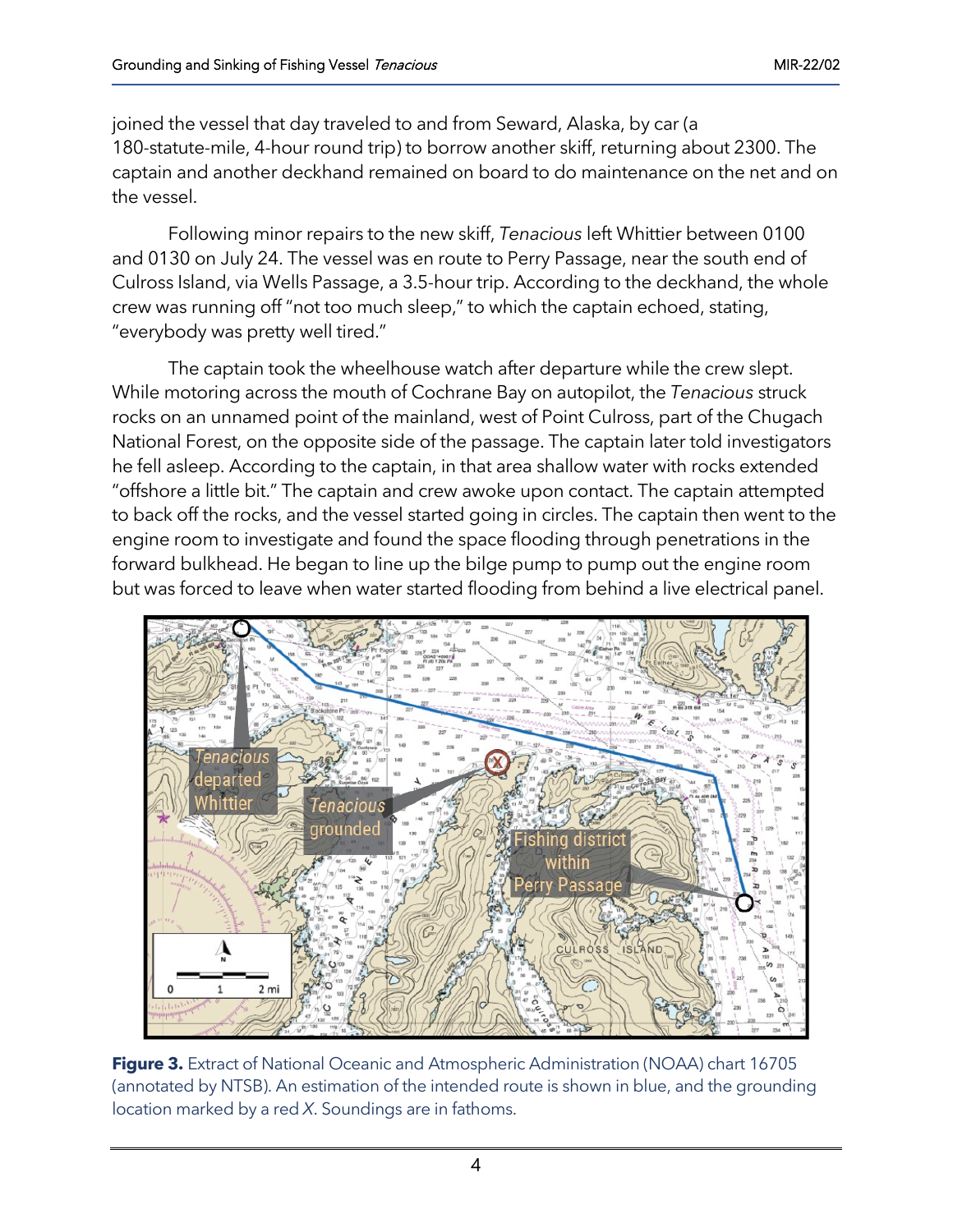joined the vessel that day traveled to and from Seward, Alaska, by car (a 180-statute-mile, 4-hour round trip) to borrow another skiff, returning about 2300. The captain and another deckhand remained on board to do maintenance on the net and on the vessel.

Following minor repairs to the new skiff, *Tenacious* left Whittier between 0100 and 0130 on July 24. The vessel was en route to Perry Passage, near the south end of Culross Island, via Wells Passage, a 3.5-hour trip. According to the deckhand, the whole crew was running off "not too much sleep," to which the captain echoed, stating, "everybody was pretty well tired."

The captain took the wheelhouse watch after departure while the crew slept. While motoring across the mouth of Cochrane Bay on autopilot, the *Tenacious* struck rocks on an unnamed point of the mainland, west of Point Culross, part of the Chugach National Forest, on the opposite side of the passage. The captain later told investigators he fell asleep. According to the captain, in that area shallow water with rocks extended "offshore a little bit." The captain and crew awoke upon contact. The captain attempted to back off the rocks, and the vessel started going in circles. The captain then went to the engine room to investigate and found the space flooding through penetrations in the forward bulkhead. He began to line up the bilge pump to pump out the engine room but was forced to leave when water started flooding from behind a live electrical panel.

**Figure 3.** Extract of National Oceanic and Atmospheric Administration (NOAA) chart 16705 (annotated by NTSB). An estimation of the intended route is shown in blue, and the grounding location marked by a red *X*. Soundings are in fathoms.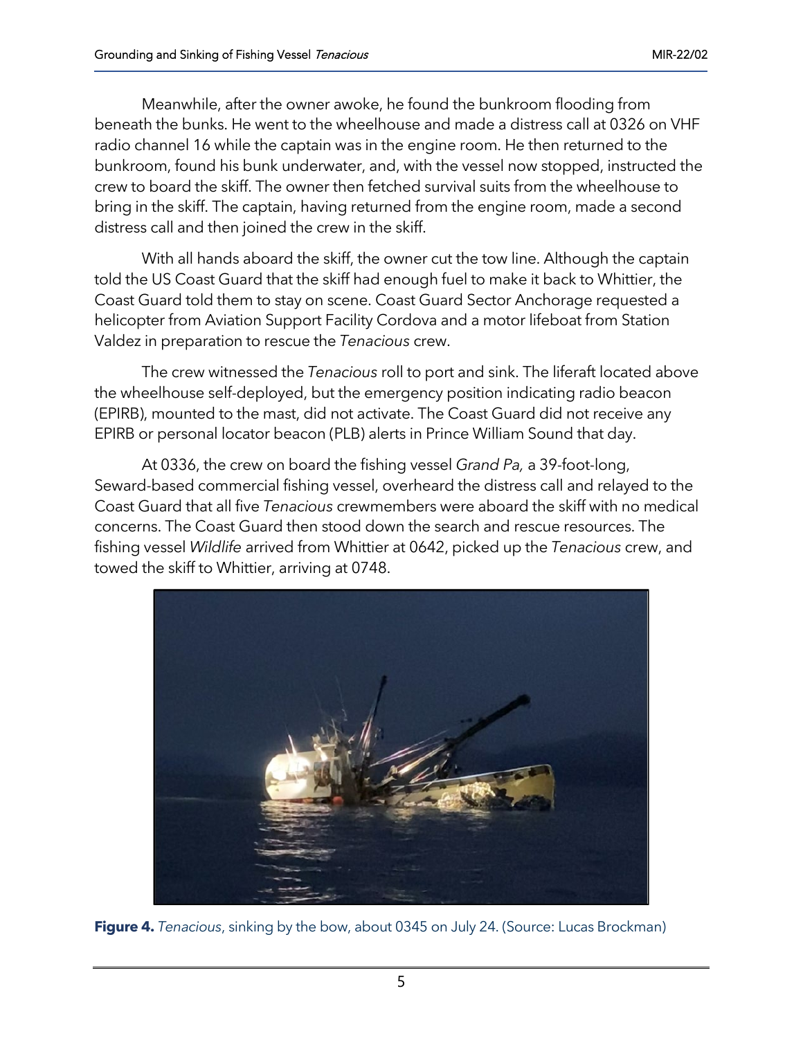Meanwhile, after the owner awoke, he found the bunkroom flooding from beneath the bunks. He went to the wheelhouse and made a distress call at 0326 on VHF radio channel 16 while the captain was in the engine room. He then returned to the bunkroom, found his bunk underwater, and, with the vessel now stopped, instructed the crew to board the skiff. The owner then fetched survival suits from the wheelhouse to bring in the skiff. The captain, having returned from the engine room, made a second distress call and then joined the crew in the skiff.

With all hands aboard the skiff, the owner cut the tow line. Although the captain told the US Coast Guard that the skiff had enough fuel to make it back to Whittier, the Coast Guard told them to stay on scene. Coast Guard Sector Anchorage requested a helicopter from Aviation Support Facility Cordova and a motor lifeboat from Station Valdez in preparation to rescue the *Tenacious* crew.

The crew witnessed the *Tenacious* roll to port and sink. The liferaft located above the wheelhouse self-deployed, but the emergency position indicating radio beacon (EPIRB), mounted to the mast, did not activate. The Coast Guard did not receive any EPIRB or personal locator beacon (PLB) alerts in Prince William Sound that day.

At 0336, the crew on board the fishing vessel *Grand Pa,* a 39-foot-long, Seward-based commercial fishing vessel, overheard the distress call and relayed to the Coast Guard that all five *Tenacious* crewmembers were aboard the skiff with no medical concerns. The Coast Guard then stood down the search and rescue resources. The fishing vessel *Wildlife* arrived from Whittier at 0642, picked up the *Tenacious* crew, and towed the skiff to Whittier, arriving at 0748.

**Figure 4.** *Tenacious*, sinking by the bow, about 0345 on July 24. (Source: Lucas Brockman)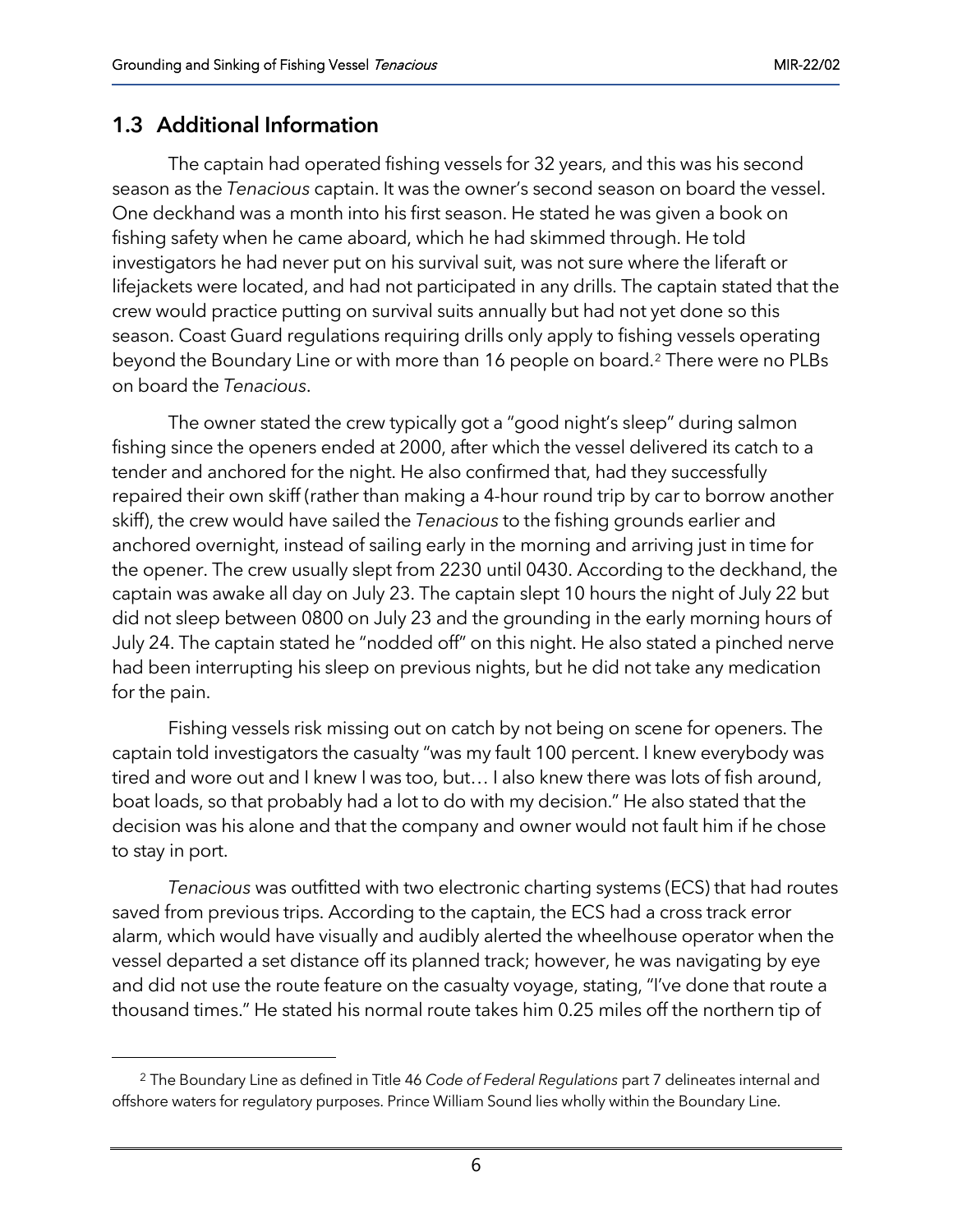## 1.3 Additional Information

The captain had operated fishing vessels for 32 years, and this was his second season as the *Tenacious* captain. It was the owner's second season on board the vessel. One deckhand was a month into his first season. He stated he was given a book on fishing safety when he came aboard, which he had skimmed through. He told investigators he had never put on his survival suit, was not sure where the liferaft or lifejackets were located, and had not participated in any drills. The captain stated that the crew would practice putting on survival suits annually but had not yet done so this season. Coast Guard regulations requiring drills only apply to fishing vessels operating beyond the Boundary Line or with more than 16 people on board.[2] There were no PLBs on board the *Tenacious*.

The owner stated the crew typically got a "good night's sleep" during salmon fishing since the openers ended at 2000, after which the vessel delivered its catch to a tender and anchored for the night. He also confirmed that, had they successfully repaired their own skiff (rather than making a 4-hour round trip by car to borrow another skiff), the crew would have sailed the *Tenacious* to the fishing grounds earlier and anchored overnight, instead of sailing early in the morning and arriving just in time for the opener. The crew usually slept from 2230 until 0430. According to the deckhand, the captain was awake all day on July 23. The captain slept 10 hours the night of July 22 but did not sleep between 0800 on July 23 and the grounding in the early morning hours of July 24. The captain stated he "nodded off" on this night. He also stated a pinched nerve had been interrupting his sleep on previous nights, but he did not take any medication for the pain.

Fishing vessels risk missing out on catch by not being on scene for openers. The captain told investigators the casualty "was my fault 100 percent. I knew everybody was tired and wore out and I knew I was too, but… I also knew there was lots of fish around, boat loads, so that probably had a lot to do with my decision." He also stated that the decision was his alone and that the company and owner would not fault him if he chose to stay in port.

*Tenacious* was outfitted with two electronic charting systems (ECS) that had routes saved from previous trips. According to the captain, the ECS had a cross track error alarm, which would have visually and audibly alerted the wheelhouse operator when the vessel departed a set distance off its planned track; however, he was navigating by eye and did not use the route feature on the casualty voyage, stating, "I've done that route a thousand times." He stated his normal route takes him 0.25 miles off the northern tip of

---

[2] The Boundary Line as defined in Title 46 *Code of Federal Regulations* part 7 delineates internal and offshore waters for regulatory purposes. Prince William Sound lies wholly within the Boundary Line.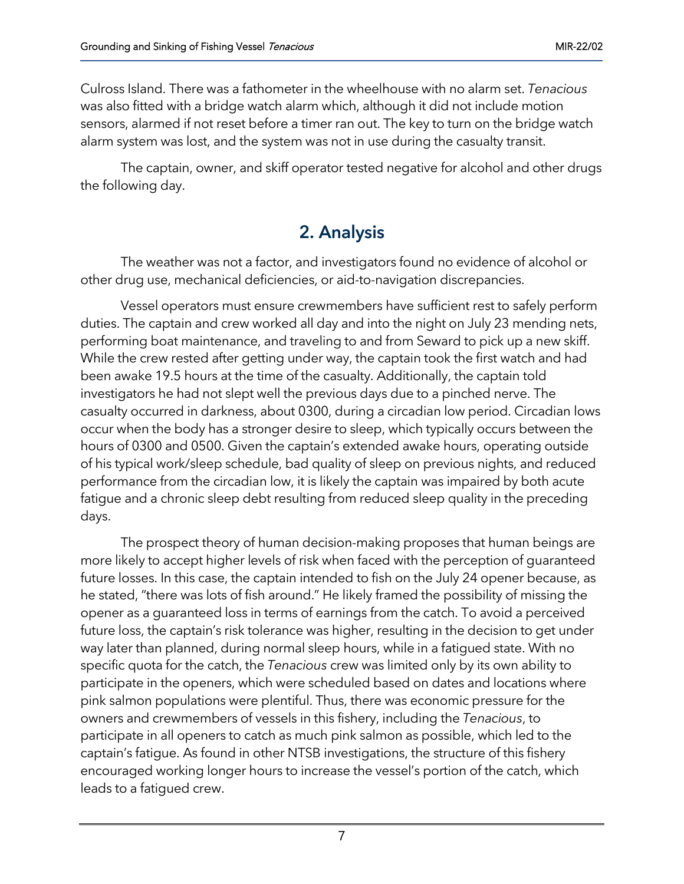Culross Island. There was a fathometer in the wheelhouse with no alarm set. *Tenacious* was also fitted with a bridge watch alarm which, although it did not include motion sensors, alarmed if not reset before a timer ran out. The key to turn on the bridge watch alarm system was lost, and the system was not in use during the casualty transit.

The captain, owner, and skiff operator tested negative for alcohol and other drugs the following day.

## 2. Analysis

The weather was not a factor, and investigators found no evidence of alcohol or other drug use, mechanical deficiencies, or aid-to-navigation discrepancies.

Vessel operators must ensure crewmembers have sufficient rest to safely perform duties. The captain and crew worked all day and into the night on July 23 mending nets, performing boat maintenance, and traveling to and from Seward to pick up a new skiff. While the crew rested after getting under way, the captain took the first watch and had been awake 19.5 hours at the time of the casualty. Additionally, the captain told investigators he had not slept well the previous days due to a pinched nerve. The casualty occurred in darkness, about 0300, during a circadian low period. Circadian lows occur when the body has a stronger desire to sleep, which typically occurs between the hours of 0300 and 0500. Given the captain's extended awake hours, operating outside of his typical work/sleep schedule, bad quality of sleep on previous nights, and reduced performance from the circadian low, it is likely the captain was impaired by both acute fatigue and a chronic sleep debt resulting from reduced sleep quality in the preceding days.

The prospect theory of human decision-making proposes that human beings are more likely to accept higher levels of risk when faced with the perception of guaranteed future losses. In this case, the captain intended to fish on the July 24 opener because, as he stated, "there was lots of fish around." He likely framed the possibility of missing the opener as a guaranteed loss in terms of earnings from the catch. To avoid a perceived future loss, the captain's risk tolerance was higher, resulting in the decision to get under way later than planned, during normal sleep hours, while in a fatigued state. With no specific quota for the catch, the *Tenacious* crew was limited only by its own ability to participate in the openers, which were scheduled based on dates and locations where pink salmon populations were plentiful. Thus, there was economic pressure for the owners and crewmembers of vessels in this fishery, including the *Tenacious*, to participate in all openers to catch as much pink salmon as possible, which led to the captain's fatigue. As found in other NTSB investigations, the structure of this fishery encouraged working longer hours to increase the vessel's portion of the catch, which leads to a fatigued crew.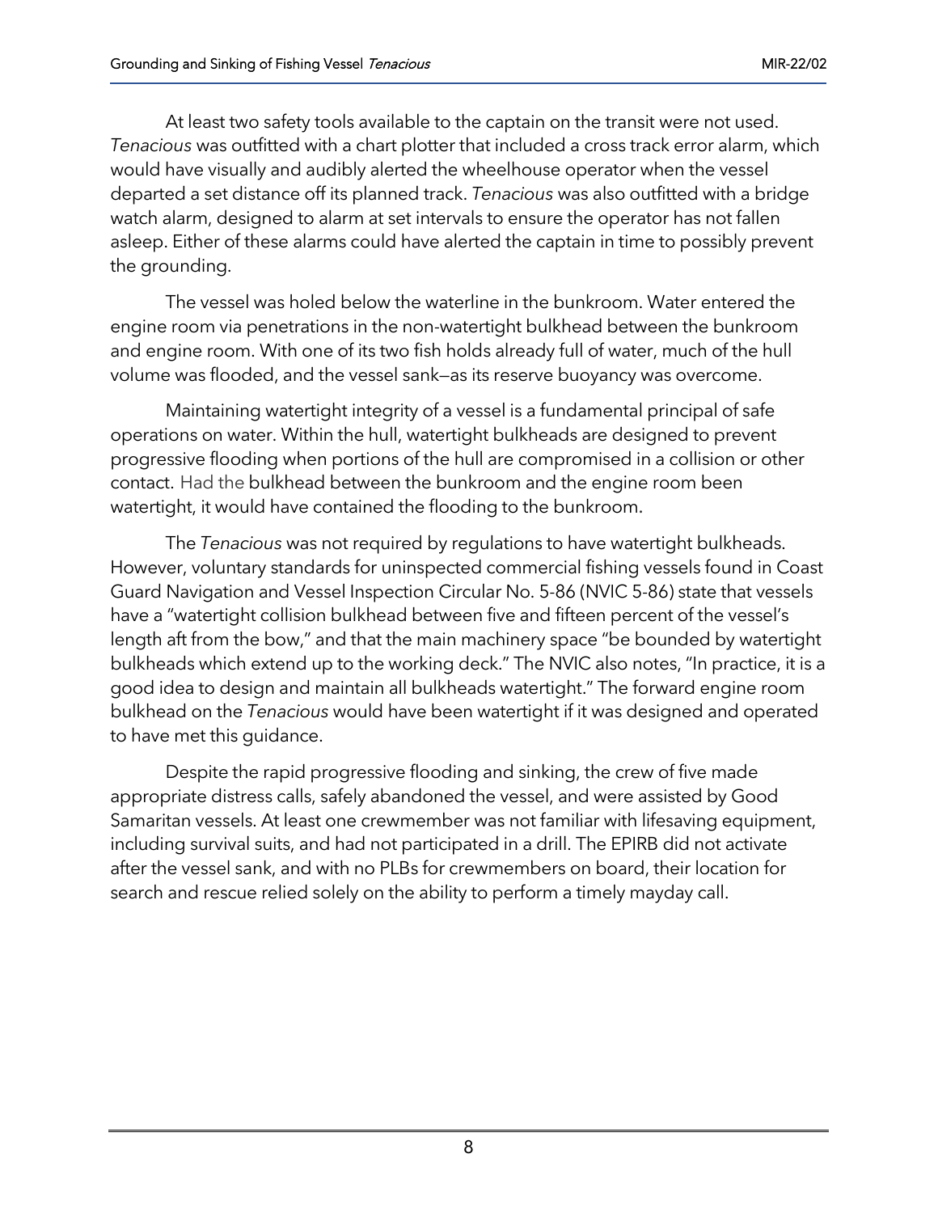At least two safety tools available to the captain on the transit were not used. *Tenacious* was outfitted with a chart plotter that included a cross track error alarm, which would have visually and audibly alerted the wheelhouse operator when the vessel departed a set distance off its planned track. *Tenacious* was also outfitted with a bridge watch alarm, designed to alarm at set intervals to ensure the operator has not fallen asleep. Either of these alarms could have alerted the captain in time to possibly prevent the grounding.

The vessel was holed below the waterline in the bunkroom. Water entered the engine room via penetrations in the non-watertight bulkhead between the bunkroom and engine room. With one of its two fish holds already full of water, much of the hull volume was flooded, and the vessel sank—as its reserve buoyancy was overcome.

Maintaining watertight integrity of a vessel is a fundamental principal of safe operations on water. Within the hull, watertight bulkheads are designed to prevent progressive flooding when portions of the hull are compromised in a collision or other contact. Had the bulkhead between the bunkroom and the engine room been watertight, it would have contained the flooding to the bunkroom.

The *Tenacious* was not required by regulations to have watertight bulkheads. However, voluntary standards for uninspected commercial fishing vessels found in Coast Guard Navigation and Vessel Inspection Circular No. 5-86 (NVIC 5-86) state that vessels have a "watertight collision bulkhead between five and fifteen percent of the vessel's length aft from the bow," and that the main machinery space "be bounded by watertight bulkheads which extend up to the working deck." The NVIC also notes, "In practice, it is a good idea to design and maintain all bulkheads watertight." The forward engine room bulkhead on the *Tenacious* would have been watertight if it was designed and operated to have met this guidance.

Despite the rapid progressive flooding and sinking, the crew of five made appropriate distress calls, safely abandoned the vessel, and were assisted by Good Samaritan vessels. At least one crewmember was not familiar with lifesaving equipment, including survival suits, and had not participated in a drill. The EPIRB did not activate after the vessel sank, and with no PLBs for crewmembers on board, their location for search and rescue relied solely on the ability to perform a timely mayday call.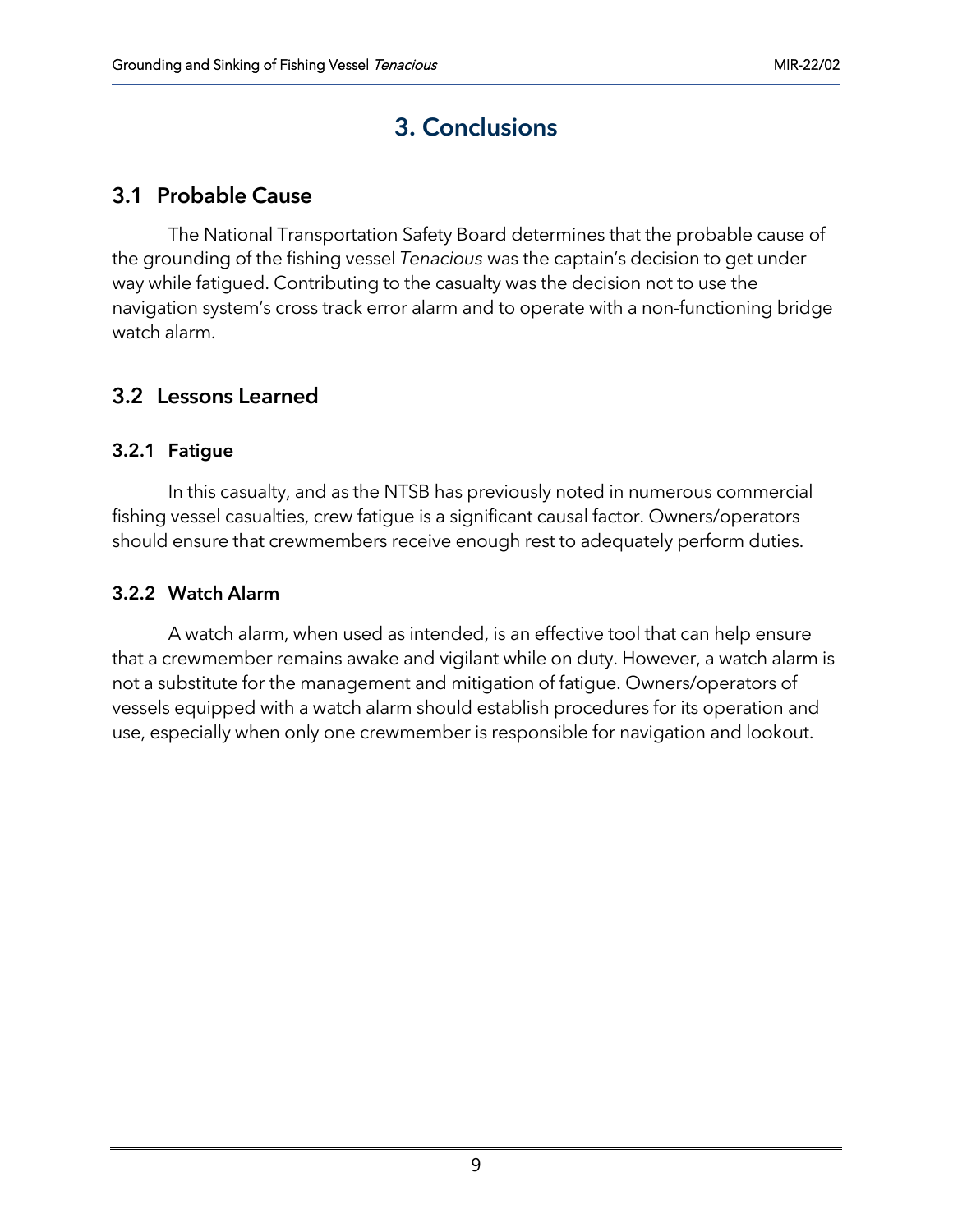# 3. Conclusions

## 3.1 Probable Cause

The National Transportation Safety Board determines that the probable cause of the grounding of the fishing vessel *Tenacious* was the captain's decision to get under way while fatigued. Contributing to the casualty was the decision not to use the navigation system's cross track error alarm and to operate with a non-functioning bridge watch alarm.

## 3.2 Lessons Learned

### 3.2.1 Fatigue

In this casualty, and as the NTSB has previously noted in numerous commercial fishing vessel casualties, crew fatigue is a significant causal factor. Owners/operators should ensure that crewmembers receive enough rest to adequately perform duties.

### 3.2.2 Watch Alarm

A watch alarm, when used as intended, is an effective tool that can help ensure that a crewmember remains awake and vigilant while on duty. However, a watch alarm is not a substitute for the management and mitigation of fatigue. Owners/operators of vessels equipped with a watch alarm should establish procedures for its operation and use, especially when only one crewmember is responsible for navigation and lookout.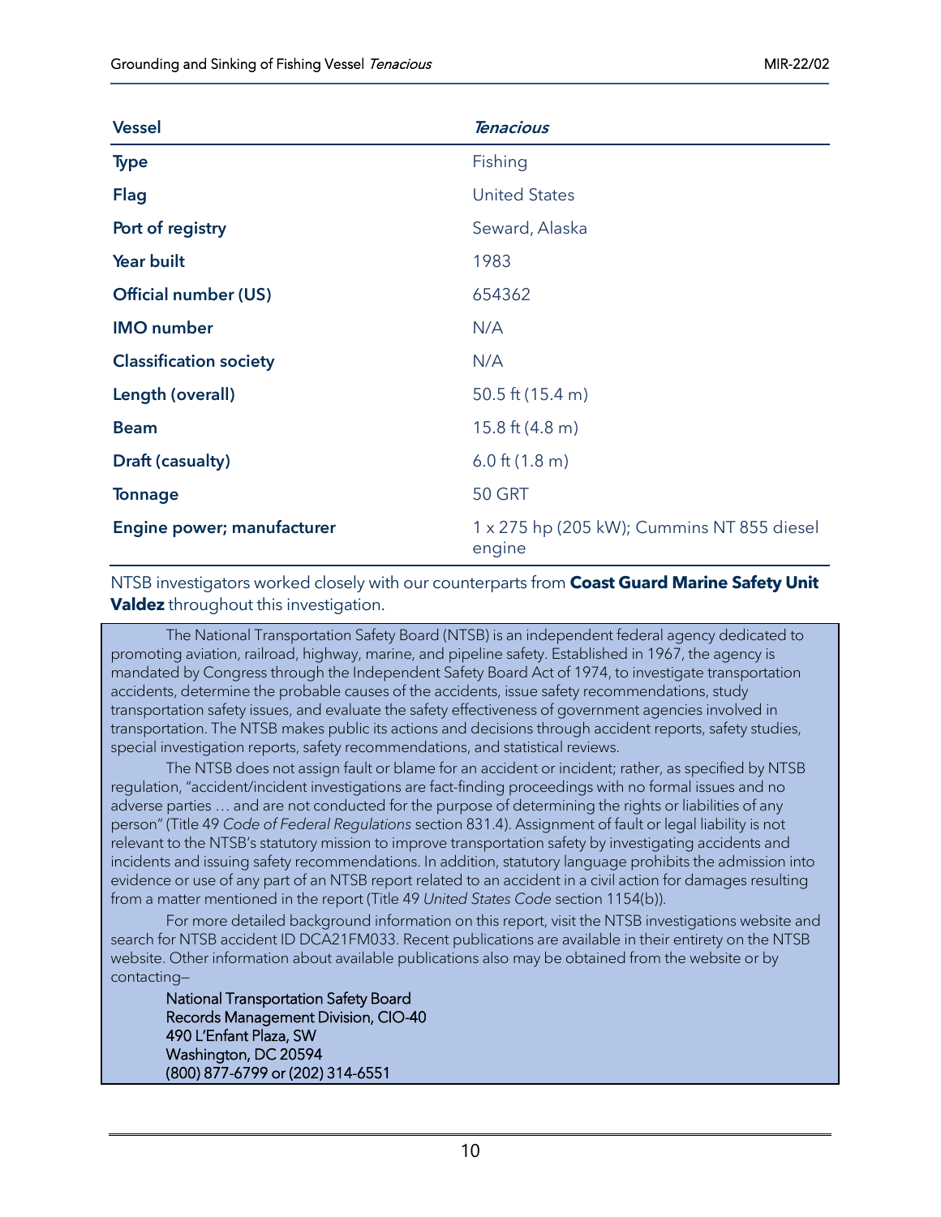| Vessel | *Tenacious* |
|---|---|
| **Type** | Fishing |
| **Flag** | United States |
| **Port of registry** | Seward, Alaska |
| **Year built** | 1983 |
| **Official number (US)** | 654362 |
| **IMO number** | N/A |
| **Classification society** | N/A |
| **Length (overall)** | 50.5 ft (15.4 m) |
| **Beam** | 15.8 ft (4.8 m) |
| **Draft (casualty)** | 6.0 ft (1.8 m) |
| **Tonnage** | 50 GRT |
| **Engine power; manufacturer** | 1 x 275 hp (205 kW); Cummins NT 855 diesel engine |

NTSB investigators worked closely with our counterparts from **Coast Guard Marine Safety Unit Valdez** throughout this investigation.

The National Transportation Safety Board (NTSB) is an independent federal agency dedicated to promoting aviation, railroad, highway, marine, and pipeline safety. Established in 1967, the agency is mandated by Congress through the Independent Safety Board Act of 1974, to investigate transportation accidents, determine the probable causes of the accidents, issue safety recommendations, study transportation safety issues, and evaluate the safety effectiveness of government agencies involved in transportation. The NTSB makes public its actions and decisions through accident reports, safety studies, special investigation reports, safety recommendations, and statistical reviews.

The NTSB does not assign fault or blame for an accident or incident; rather, as specified by NTSB regulation, "accident/incident investigations are fact-finding proceedings with no formal issues and no adverse parties … and are not conducted for the purpose of determining the rights or liabilities of any person" (Title 49 *Code of Federal Regulations* section 831.4). Assignment of fault or legal liability is not relevant to the NTSB's statutory mission to improve transportation safety by investigating accidents and incidents and issuing safety recommendations. In addition, statutory language prohibits the admission into evidence or use of any part of an NTSB report related to an accident in a civil action for damages resulting from a matter mentioned in the report (Title 49 *United States Code* section 1154(b)).

For more detailed background information on this report, visit the NTSB investigations website and search for NTSB accident ID DCA21FM033. Recent publications are available in their entirety on the NTSB website. Other information about available publications also may be obtained from the website or by contacting–

National Transportation Safety Board
Records Management Division, CIO-40
490 L'Enfant Plaza, SW
Washington, DC 20594
(800) 877-6799 or (202) 314-6551